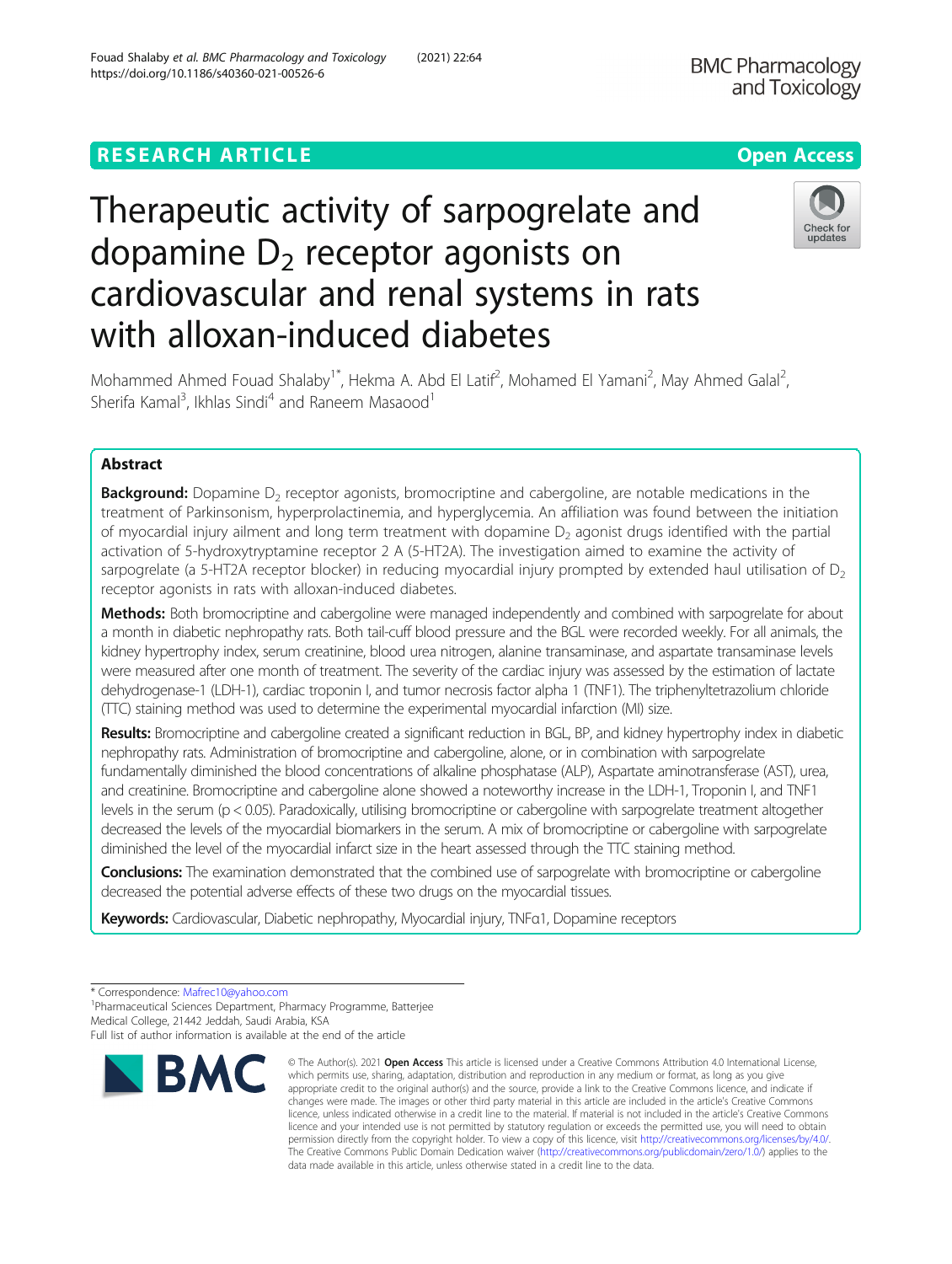RESEARCH ARTICLE | Open Access

# Therapeutic activity of sarpogrelate and dopamine $D_2$ receptor agonists on cardiovascular and renal systems in rats with alloxan-induced diabetes

Mohammed Ahmed Fouad Shalaby[1*], Hekma A. Abd El Latif[2], Mohamed El Yamani[2], May Ahmed Galal[2], Sherifa Kamal[3], Ikhlas Sindi[4] and Raneem Masaood[1]

## Abstract

**Background:** Dopamine $D_2$ receptor agonists, bromocriptine and cabergoline, are notable medications in the treatment of Parkinsonism, hyperprolactinemia, and hyperglycemia. An affiliation was found between the initiation of myocardial injury ailment and long term treatment with dopamine $D_2$ agonist drugs identified with the partial activation of 5-hydroxytryptamine receptor 2 A (5-HT2A). The investigation aimed to examine the activity of sarpogrelate (a 5-HT2A receptor blocker) in reducing myocardial injury prompted by extended haul utilisation of $D_2$ receptor agonists in rats with alloxan-induced diabetes.

**Methods:** Both bromocriptine and cabergoline were managed independently and combined with sarpogrelate for about a month in diabetic nephropathy rats. Both tail-cuff blood pressure and the BGL were recorded weekly. For all animals, the kidney hypertrophy index, serum creatinine, blood urea nitrogen, alanine transaminase, and aspartate transaminase levels were measured after one month of treatment. The severity of the cardiac injury was assessed by the estimation of lactate dehydrogenase-1 (LDH-1), cardiac troponin I, and tumor necrosis factor alpha 1 (TNF1). The triphenyltetrazolium chloride (TTC) staining method was used to determine the experimental myocardial infarction (MI) size.

**Results:** Bromocriptine and cabergoline created a significant reduction in BGL, BP, and kidney hypertrophy index in diabetic nephropathy rats. Administration of bromocriptine and cabergoline, alone, or in combination with sarpogrelate fundamentally diminished the blood concentrations of alkaline phosphatase (ALP), Aspartate aminotransferase (AST), urea, and creatinine. Bromocriptine and cabergoline alone showed a noteworthy increase in the LDH-1, Troponin I, and TNF1 levels in the serum ($p < 0.05$). Paradoxically, utilising bromocriptine or cabergoline with sarpogrelate treatment altogether decreased the levels of the myocardial biomarkers in the serum. A mix of bromocriptine or cabergoline with sarpogrelate diminished the level of the myocardial infarct size in the heart assessed through the TTC staining method.

**Conclusions:** The examination demonstrated that the combined use of sarpogrelate with bromocriptine or cabergoline decreased the potential adverse effects of these two drugs on the myocardial tissues.

**Keywords:** Cardiovascular, Diabetic nephropathy, Myocardial injury, TNFα1, Dopamine receptors

---

* Correspondence: Mafrec10@yahoo.com

[1]Pharmaceutical Sciences Department, Pharmacy Programme, Batterjee Medical College, 21442 Jeddah, Saudi Arabia, KSA

Full list of author information is available at the end of the article

© The Author(s). 2021 **Open Access** This article is licensed under a Creative Commons Attribution 4.0 International License, which permits use, sharing, adaptation, distribution and reproduction in any medium or format, as long as you give appropriate credit to the original author(s) and the source, provide a link to the Creative Commons licence, and indicate if changes were made. The images or other third party material in this article are included in the article's Creative Commons licence, unless indicated otherwise in a credit line to the material. If material is not included in the article's Creative Commons licence and your intended use is not permitted by statutory regulation or exceeds the permitted use, you will need to obtain permission directly from the copyright holder. To view a copy of this licence, visit http://creativecommons.org/licenses/by/4.0/. The Creative Commons Public Domain Dedication waiver (http://creativecommons.org/publicdomain/zero/1.0/) applies to the data made available in this article, unless otherwise stated in a credit line to the data.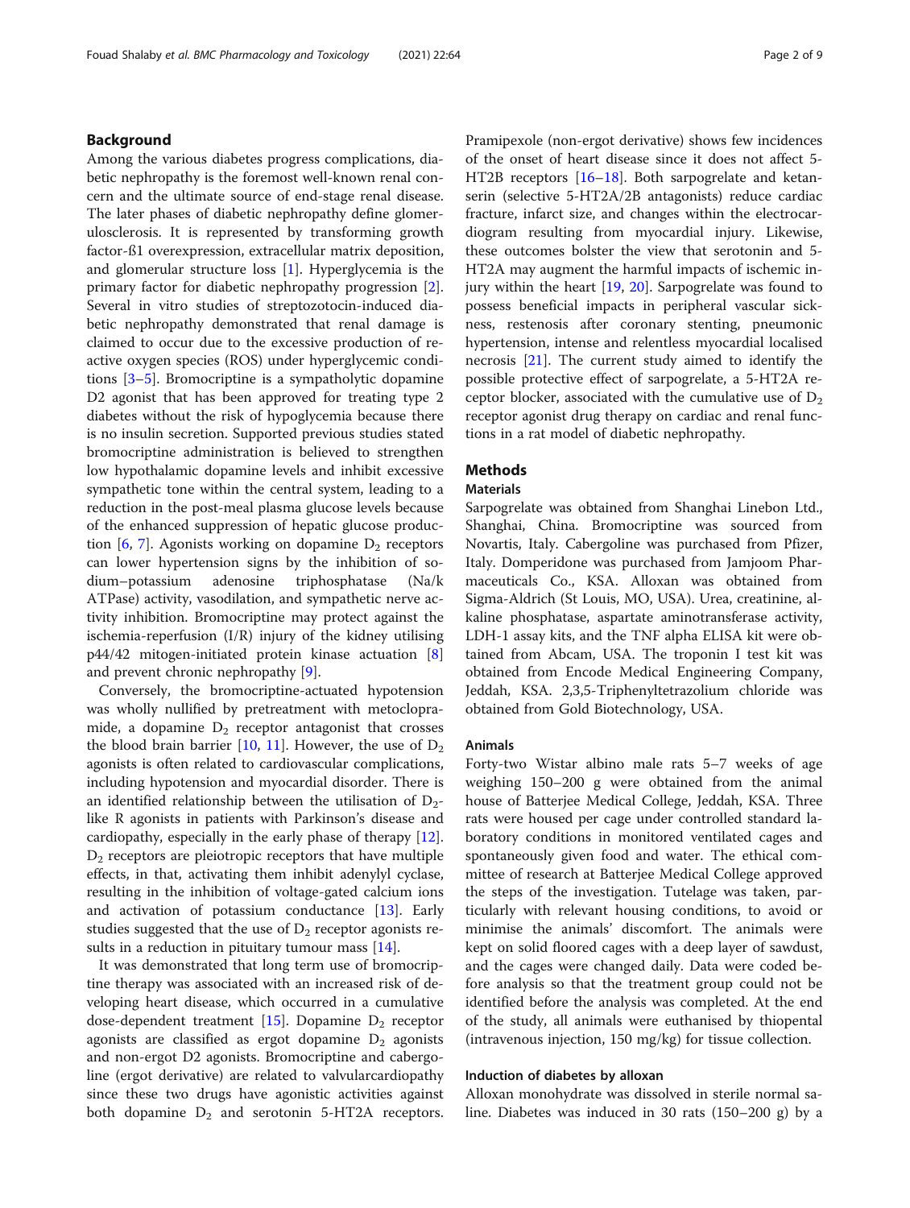## Background

Among the various diabetes progress complications, diabetic nephropathy is the foremost well-known renal concern and the ultimate source of end-stage renal disease. The later phases of diabetic nephropathy define glomerulosclerosis. It is represented by transforming growth factor-ß1 overexpression, extracellular matrix deposition, and glomerular structure loss [1]. Hyperglycemia is the primary factor for diabetic nephropathy progression [2]. Several in vitro studies of streptozotocin-induced diabetic nephropathy demonstrated that renal damage is claimed to occur due to the excessive production of reactive oxygen species (ROS) under hyperglycemic conditions [3–5]. Bromocriptine is a sympatholytic dopamine D2 agonist that has been approved for treating type 2 diabetes without the risk of hypoglycemia because there is no insulin secretion. Supported previous studies stated bromocriptine administration is believed to strengthen low hypothalamic dopamine levels and inhibit excessive sympathetic tone within the central system, leading to a reduction in the post-meal plasma glucose levels because of the enhanced suppression of hepatic glucose production [6, 7]. Agonists working on dopamine $D_2$ receptors can lower hypertension signs by the inhibition of sodium–potassium adenosine triphosphatase (Na/k ATPase) activity, vasodilation, and sympathetic nerve activity inhibition. Bromocriptine may protect against the ischemia-reperfusion (I/R) injury of the kidney utilising p44/42 mitogen-initiated protein kinase actuation [8] and prevent chronic nephropathy [9].

Conversely, the bromocriptine-actuated hypotension was wholly nullified by pretreatment with metoclopramide, a dopamine $D_2$ receptor antagonist that crosses the blood brain barrier [10, 11]. However, the use of $D_2$ agonists is often related to cardiovascular complications, including hypotension and myocardial disorder. There is an identified relationship between the utilisation of $D_2$-like R agonists in patients with Parkinson's disease and cardiopathy, especially in the early phase of therapy [12]. $D_2$ receptors are pleiotropic receptors that have multiple effects, in that, activating them inhibit adenylyl cyclase, resulting in the inhibition of voltage-gated calcium ions and activation of potassium conductance [13]. Early studies suggested that the use of $D_2$ receptor agonists results in a reduction in pituitary tumour mass [14].

It was demonstrated that long term use of bromocriptine therapy was associated with an increased risk of developing heart disease, which occurred in a cumulative dose-dependent treatment [15]. Dopamine $D_2$ receptor agonists are classified as ergot dopamine $D_2$ agonists and non-ergot D2 agonists. Bromocriptine and cabergoline (ergot derivative) are related to valvularcardiopathy since these two drugs have agonistic activities against both dopamine $D_2$ and serotonin 5-HT2A receptors. Pramipexole (non-ergot derivative) shows few incidences of the onset of heart disease since it does not affect 5-HT2B receptors [16–18]. Both sarpogrelate and ketanserin (selective 5-HT2A/2B antagonists) reduce cardiac fracture, infarct size, and changes within the electrocardiogram resulting from myocardial injury. Likewise, these outcomes bolster the view that serotonin and 5-HT2A may augment the harmful impacts of ischemic injury within the heart [19, 20]. Sarpogrelate was found to possess beneficial impacts in peripheral vascular sickness, restenosis after coronary stenting, pneumonic hypertension, intense and relentless myocardial localised necrosis [21]. The current study aimed to identify the possible protective effect of sarpogrelate, a 5-HT2A receptor blocker, associated with the cumulative use of $D_2$ receptor agonist drug therapy on cardiac and renal functions in a rat model of diabetic nephropathy.

## Methods

### Materials

Sarpogrelate was obtained from Shanghai Linebon Ltd., Shanghai, China. Bromocriptine was sourced from Novartis, Italy. Cabergoline was purchased from Pfizer, Italy. Domperidone was purchased from Jamjoom Pharmaceuticals Co., KSA. Alloxan was obtained from Sigma-Aldrich (St Louis, MO, USA). Urea, creatinine, alkaline phosphatase, aspartate aminotransferase activity, LDH-1 assay kits, and the TNF alpha ELISA kit were obtained from Abcam, USA. The troponin I test kit was obtained from Encode Medical Engineering Company, Jeddah, KSA. 2,3,5-Triphenyltetrazolium chloride was obtained from Gold Biotechnology, USA.

### Animals

Forty-two Wistar albino male rats 5–7 weeks of age weighing 150–200 g were obtained from the animal house of Batterjee Medical College, Jeddah, KSA. Three rats were housed per cage under controlled standard laboratory conditions in monitored ventilated cages and spontaneously given food and water. The ethical committee of research at Batterjee Medical College approved the steps of the investigation. Tutelage was taken, particularly with relevant housing conditions, to avoid or minimise the animals' discomfort. The animals were kept on solid floored cages with a deep layer of sawdust, and the cages were changed daily. Data were coded before analysis so that the treatment group could not be identified before the analysis was completed. At the end of the study, all animals were euthanised by thiopental (intravenous injection, 150 mg/kg) for tissue collection.

### Induction of diabetes by alloxan

Alloxan monohydrate was dissolved in sterile normal saline. Diabetes was induced in 30 rats (150–200 g) by a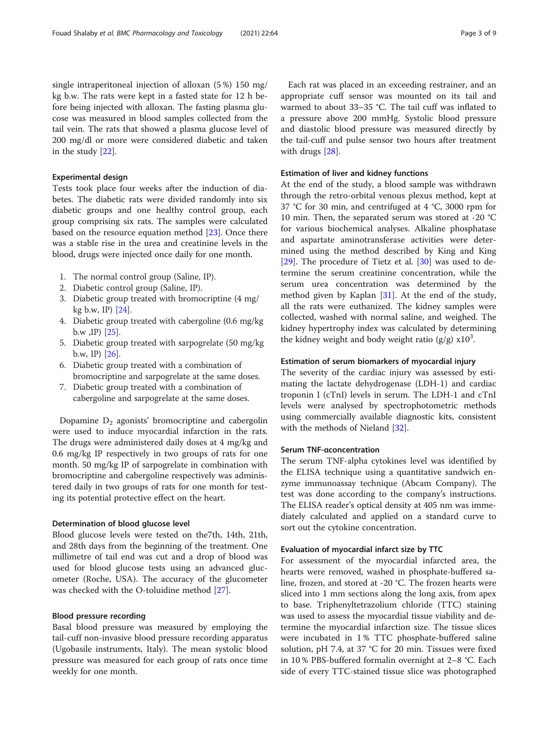single intraperitoneal injection of alloxan (5 %) 150 mg/kg b.w. The rats were kept in a fasted state for 12 h before being injected with alloxan. The fasting plasma glucose was measured in blood samples collected from the tail vein. The rats that showed a plasma glucose level of 200 mg/dl or more were considered diabetic and taken in the study [22].

### Experimental design

Tests took place four weeks after the induction of diabetes. The diabetic rats were divided randomly into six diabetic groups and one healthy control group, each group comprising six rats. The samples were calculated based on the resource equation method [23]. Once there was a stable rise in the urea and creatinine levels in the blood, drugs were injected once daily for one month.

1. The normal control group (Saline, IP).
2. Diabetic control group (Saline, IP).
3. Diabetic group treated with bromocriptine (4 mg/kg b.w, IP) [24].
4. Diabetic group treated with cabergoline (0.6 mg/kg b.w ,IP) [25].
5. Diabetic group treated with sarpogrelate (50 mg/kg b.w, IP) [26].
6. Diabetic group treated with a combination of bromocriptine and sarpogrelate at the same doses.
7. Diabetic group treated with a combination of cabergoline and sarpogrelate at the same doses.

Dopamine $D_2$ agonists' bromocriptine and cabergolin were used to induce myocardial infarction in the rats. The drugs were administered daily doses at 4 mg/kg and 0.6 mg/kg IP respectively in two groups of rats for one month. 50 mg/kg IP of sarpogrelate in combination with bromocriptine and cabergoline respectively was administered daily in two groups of rats for one month for testing its potential protective effect on the heart.

### Determination of blood glucose level

Blood glucose levels were tested on the7th, 14th, 21th, and 28th days from the beginning of the treatment. One millimetre of tail end was cut and a drop of blood was used for blood glucose tests using an advanced glucometer (Roche, USA). The accuracy of the glucometer was checked with the O-toluidine method [27].

### Blood pressure recording

Basal blood pressure was measured by employing the tail-cuff non-invasive blood pressure recording apparatus (Ugobasile instruments, Italy). The mean systolic blood pressure was measured for each group of rats once time weekly for one month.

Each rat was placed in an exceeding restrainer, and an appropriate cuff sensor was mounted on its tail and warmed to about 33–35 °C. The tail cuff was inflated to a pressure above 200 mmHg. Systolic blood pressure and diastolic blood pressure was measured directly by the tail-cuff and pulse sensor two hours after treatment with drugs [28].

### Estimation of liver and kidney functions

At the end of the study, a blood sample was withdrawn through the retro-orbital venous plexus method, kept at 37 °C for 30 min, and centrifuged at 4 °C, 3000 rpm for 10 min. Then, the separated serum was stored at -20 °C for various biochemical analyses. Alkaline phosphatase and aspartate aminotransferase activities were determined using the method described by King and King [29]. The procedure of Tietz et al. [30] was used to determine the serum creatinine concentration, while the serum urea concentration was determined by the method given by Kaplan [31]. At the end of the study, all the rats were euthanized. The kidney samples were collected, washed with normal saline, and weighed. The kidney hypertrophy index was calculated by determining the kidney weight and body weight ratio (g/g) $x10^3$.

### Estimation of serum biomarkers of myocardial injury

The severity of the cardiac injury was assessed by estimating the lactate dehydrogenase (LDH-1) and cardiac troponin I (cTnI) levels in serum. The LDH-1 and cTnI levels were analysed by spectrophotometric methods using commercially available diagnostic kits, consistent with the methods of Nieland [32].

### Serum TNF-αconcentration

The serum TNF-alpha cytokines level was identified by the ELISA technique using a quantitative sandwich enzyme immunoassay technique (Abcam Company). The test was done according to the company's instructions. The ELISA reader's optical density at 405 nm was immediately calculated and applied on a standard curve to sort out the cytokine concentration.

### Evaluation of myocardial infarct size by TTC

For assessment of the myocardial infarcted area, the hearts were removed, washed in phosphate-buffered saline, frozen, and stored at -20 °C. The frozen hearts were sliced into 1 mm sections along the long axis, from apex to base. Triphenyltetrazolium chloride (TTC) staining was used to assess the myocardial tissue viability and determine the myocardial infarction size. The tissue slices were incubated in 1 % TTC phosphate-buffered saline solution, pH 7.4, at 37 °C for 20 min. Tissues were fixed in 10 % PBS-buffered formalin overnight at 2–8 °C. Each side of every TTC-stained tissue slice was photographed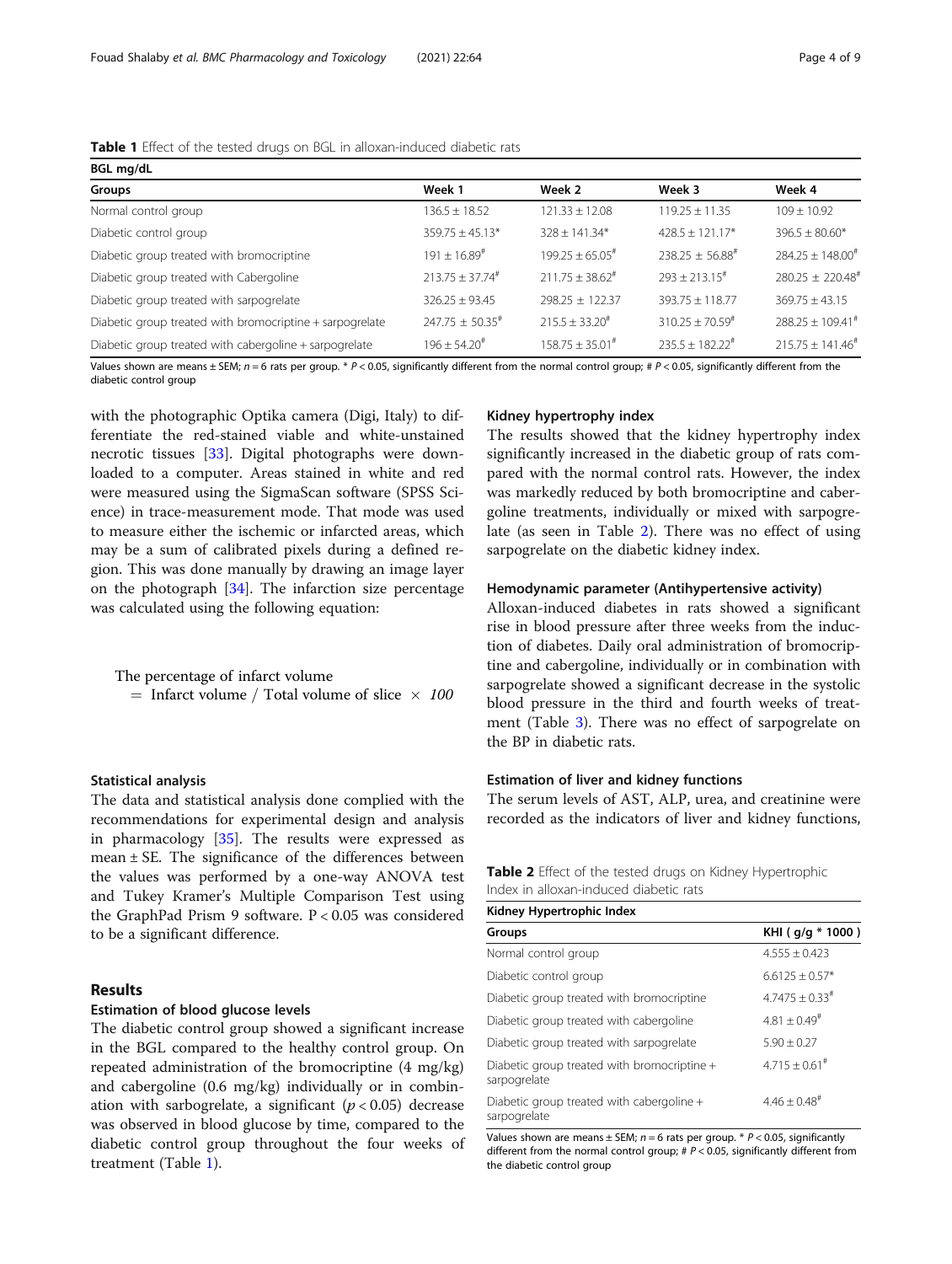**Table 1** Effect of the tested drugs on BGL in alloxan-induced diabetic rats

| BGL mg/dL | | | | |
|---|---|---|---|---|
| Groups | Week 1 | Week 2 | Week 3 | Week 4 |
| Normal control group | 136.5 ± 18.52 | 121.33 ± 12.08 | 119.25 ± 11.35 | 109 ± 10.92 |
| Diabetic control group | 359.75 ± 45.13* | 328 ± 141.34* | 428.5 ± 121.17* | 396.5 ± 80.60* |
| Diabetic group treated with bromocriptine | 191 ± 16.89[#] | 199.25 ± 65.05[#] | 238.25 ± 56.88[#] | 284.25 ± 148.00[#] |
| Diabetic group treated with Cabergoline | 213.75 ± 37.74[#] | 211.75 ± 38.62[#] | 293 ± 213.15[#] | 280.25 ± 220.48[#] |
| Diabetic group treated with sarpogrelate | 326.25 ± 93.45 | 298.25 ± 122.37 | 393.75 ± 118.77 | 369.75 ± 43.15 |
| Diabetic group treated with bromocriptine + sarpogrelate | 247.75 ± 50.35[#] | 215.5 ± 33.20[#] | 310.25 ± 70.59[#] | 288.25 ± 109.41[#] |
| Diabetic group treated with cabergoline + sarpogrelate | 196 ± 54.20[#] | 158.75 ± 35.01[#] | 235.5 ± 182.22[#] | 215.75 ± 141.46[#] |

Values shown are means ± SEM; $n = 6$ rats per group. * $P < 0.05$, significantly different from the normal control group; # $P < 0.05$, significantly different from the diabetic control group

with the photographic Optika camera (Digi, Italy) to differentiate the red-stained viable and white-unstained necrotic tissues [33]. Digital photographs were downloaded to a computer. Areas stained in white and red were measured using the SigmaScan software (SPSS Science) in trace-measurement mode. That mode was used to measure either the ischemic or infarcted areas, which may be a sum of calibrated pixels during a defined region. This was done manually by drawing an image layer on the photograph [34]. The infarction size percentage was calculated using the following equation:

$$\text{The percentage of infarct volume} = \text{Infarct volume} / \text{Total volume of slice} \times 100$$

### Statistical analysis

The data and statistical analysis done complied with the recommendations for experimental design and analysis in pharmacology [35]. The results were expressed as mean ± SE. The significance of the differences between the values was performed by a one-way ANOVA test and Tukey Kramer's Multiple Comparison Test using the GraphPad Prism 9 software. $P < 0.05$ was considered to be a significant difference.

## Results

### Estimation of blood glucose levels

The diabetic control group showed a significant increase in the BGL compared to the healthy control group. On repeated administration of the bromocriptine (4 mg/kg) and cabergoline (0.6 mg/kg) individually or in combination with sarbogrelate, a significant ($p < 0.05$) decrease was observed in blood glucose by time, compared to the diabetic control group throughout the four weeks of treatment (Table 1).

### Kidney hypertrophy index

The results showed that the kidney hypertrophy index significantly increased in the diabetic group of rats compared with the normal control rats. However, the index was markedly reduced by both bromocriptine and cabergoline treatments, individually or mixed with sarpogrelate (as seen in Table 2). There was no effect of using sarpogrelate on the diabetic kidney index.

### Hemodynamic parameter (Antihypertensive activity)

Alloxan-induced diabetes in rats showed a significant rise in blood pressure after three weeks from the induction of diabetes. Daily oral administration of bromocriptine and cabergoline, individually or in combination with sarpogrelate showed a significant decrease in the systolic blood pressure in the third and fourth weeks of treatment (Table 3). There was no effect of sarpogrelate on the BP in diabetic rats.

### Estimation of liver and kidney functions

The serum levels of AST, ALP, urea, and creatinine were recorded as the indicators of liver and kidney functions,

**Table 2** Effect of the tested drugs on Kidney Hypertrophic Index in alloxan-induced diabetic rats

| Kidney Hypertrophic Index | |
|---|---|
| Groups | KHI ( g/g * 1000 ) |
| Normal control group | 4.555 ± 0.423 |
| Diabetic control group | 6.6125 ± 0.57* |
| Diabetic group treated with bromocriptine | 4.7475 ± 0.33[#] |
| Diabetic group treated with cabergoline | 4.81 ± 0.49[#] |
| Diabetic group treated with sarpogrelate | 5.90 ± 0.27 |
| Diabetic group treated with bromocriptine + sarpogrelate | 4.715 ± 0.61[#] |
| Diabetic group treated with cabergoline + sarpogrelate | 4.46 ± 0.48[#] |

Values shown are means ± SEM; $n = 6$ rats per group. * $P < 0.05$, significantly different from the normal control group; # $P < 0.05$, significantly different from the diabetic control group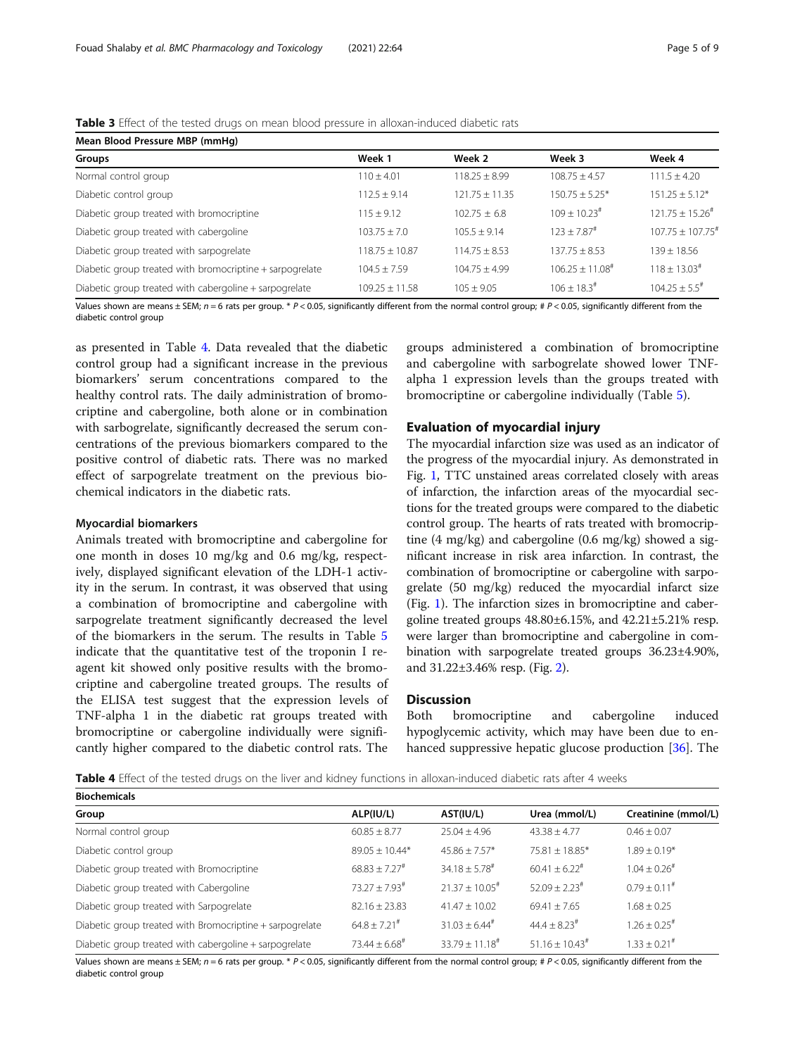**Table 3** Effect of the tested drugs on mean blood pressure in alloxan-induced diabetic rats

| Mean Blood Pressure MBP (mmHg) | | | | |
|---|---|---|---|---|
| Groups | Week 1 | Week 2 | Week 3 | Week 4 |
| Normal control group | 110 ± 4.01 | 118.25 ± 8.99 | 108.75 ± 4.57 | 111.5 ± 4.20 |
| Diabetic control group | 112.5 ± 9.14 | 121.75 ± 11.35 | 150.75 ± 5.25* | 151.25 ± 5.12* |
| Diabetic group treated with bromocriptine | 115 ± 9.12 | 102.75 ± 6.8 | 109 ± 10.23# | 121.75 ± 15.26# |
| Diabetic group treated with cabergoline | 103.75 ± 7.0 | 105.5 ± 9.14 | 123 ± 7.87# | 107.75 ± 107.75# |
| Diabetic group treated with sarpogrelate | 118.75 ± 10.87 | 114.75 ± 8.53 | 137.75 ± 8.53 | 139 ± 18.56 |
| Diabetic group treated with bromocriptine + sarpogrelate | 104.5 ± 7.59 | 104.75 ± 4.99 | 106.25 ± 11.08# | 118 ± 13.03# |
| Diabetic group treated with cabergoline + sarpogrelate | 109.25 ± 11.58 | 105 ± 9.05 | 106 ± 18.3# | 104.25 ± 5.5# |

Values shown are means ± SEM; $n = 6$ rats per group. * $P < 0.05$, significantly different from the normal control group; # $P < 0.05$, significantly different from the diabetic control group

as presented in Table 4. Data revealed that the diabetic control group had a significant increase in the previous biomarkers' serum concentrations compared to the healthy control rats. The daily administration of bromocriptine and cabergoline, both alone or in combination with sarbogrelate, significantly decreased the serum concentrations of the previous biomarkers compared to the positive control of diabetic rats. There was no marked effect of sarpogrelate treatment on the previous biochemical indicators in the diabetic rats.

### Myocardial biomarkers

Animals treated with bromocriptine and cabergoline for one month in doses 10 mg/kg and 0.6 mg/kg, respectively, displayed significant elevation of the LDH-1 activity in the serum. In contrast, it was observed that using a combination of bromocriptine and cabergoline with sarpogrelate treatment significantly decreased the level of the biomarkers in the serum. The results in Table 5 indicate that the quantitative test of the troponin I reagent kit showed only positive results with the bromocriptine and cabergoline treated groups. The results of the ELISA test suggest that the expression levels of TNF-alpha 1 in the diabetic rat groups treated with bromocriptine or cabergoline individually were significantly higher compared to the diabetic control rats. The groups administered a combination of bromocriptine and cabergoline with sarbogrelate showed lower TNF-alpha 1 expression levels than the groups treated with bromocriptine or cabergoline individually (Table 5).

## Evaluation of myocardial injury

The myocardial infarction size was used as an indicator of the progress of the myocardial injury. As demonstrated in Fig. 1, TTC unstained areas correlated closely with areas of infarction, the infarction areas of the myocardial sections for the treated groups were compared to the diabetic control group. The hearts of rats treated with bromocriptine (4 mg/kg) and cabergoline (0.6 mg/kg) showed a significant increase in risk area infarction. In contrast, the combination of bromocriptine or cabergoline with sarpogrelate (50 mg/kg) reduced the myocardial infarct size (Fig. 1). The infarction sizes in bromocriptine and cabergoline treated groups 48.80±6.15%, and 42.21±5.21% resp. were larger than bromocriptine and cabergoline in combination with sarpogrelate treated groups 36.23±4.90%, and 31.22±3.46% resp. (Fig. 2).

## Discussion

Both bromocriptine and cabergoline induced hypoglycemic activity, which may have been due to enhanced suppressive hepatic glucose production [36]. The

**Table 4** Effect of the tested drugs on the liver and kidney functions in alloxan-induced diabetic rats after 4 weeks

| Biochemicals | | | | |
|---|---|---|---|---|
| Group | ALP(IU/L) | AST(IU/L) | Urea (mmol/L) | Creatinine (mmol/L) |
| Normal control group | 60.85 ± 8.77 | 25.04 ± 4.96 | 43.38 ± 4.77 | 0.46 ± 0.07 |
| Diabetic control group | 89.05 ± 10.44* | 45.86 ± 7.57* | 75.81 ± 18.85* | 1.89 ± 0.19* |
| Diabetic group treated with Bromocriptine | 68.83 ± 7.27# | 34.18 ± 5.78# | 60.41 ± 6.22# | 1.04 ± 0.26# |
| Diabetic group treated with Cabergoline | 73.27 ± 7.93# | 21.37 ± 10.05# | 52.09 ± 2.23# | 0.79 ± 0.11# |
| Diabetic group treated with Sarpogrelate | 82.16 ± 23.83 | 41.47 ± 10.02 | 69.41 ± 7.65 | 1.68 ± 0.25 |
| Diabetic group treated with Bromocriptine + sarpogrelate | 64.8 ± 7.21# | 31.03 ± 6.44# | 44.4 ± 8.23# | 1.26 ± 0.25# |
| Diabetic group treated with cabergoline + sarpogrelate | 73.44 ± 6.68# | 33.79 ± 11.18# | 51.16 ± 10.43# | 1.33 ± 0.21# |

Values shown are means ± SEM; $n = 6$ rats per group. * $P < 0.05$, significantly different from the normal control group; # $P < 0.05$, significantly different from the diabetic control group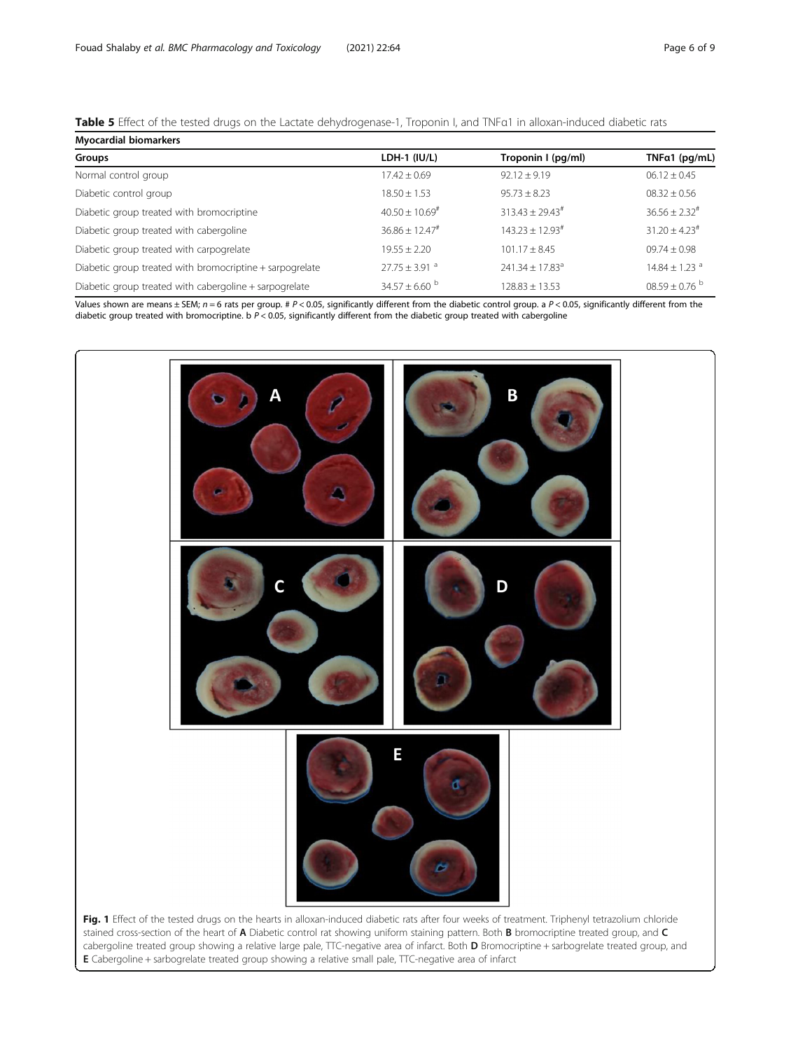**Table 5** Effect of the tested drugs on the Lactate dehydrogenase-1, Troponin I, and TNFα1 in alloxan-induced diabetic rats

| Myocardial biomarkers | | | |
|---|---|---|---|
| **Groups** | **LDH-1 (IU/L)** | **Troponin I (pg/ml)** | **TNFα1 (pg/mL)** |
| Normal control group | 17.42 ± 0.69 | 92.12 ± 9.19 | 06.12 ± 0.45 |
| Diabetic control group | 18.50 ± 1.53 | 95.73 ± 8.23 | 08.32 ± 0.56 |
| Diabetic group treated with bromocriptine | 40.50 ± 10.69[#] | 313.43 ± 29.43[#] | 36.56 ± 2.32[#] |
| Diabetic group treated with cabergoline | 36.86 ± 12.47[#] | 143.23 ± 12.93[#] | 31.20 ± 4.23[#] |
| Diabetic group treated with carpogrelate | 19.55 ± 2.20 | 101.17 ± 8.45 | 09.74 ± 0.98 |
| Diabetic group treated with bromocriptine + sarpogrelate | 27.75 ± 3.91 [a] | 241.34 ± 17.83[a] | 14.84 ± 1.23 [a] |
| Diabetic group treated with cabergoline + sarpogrelate | 34.57 ± 6.60 [b] | 128.83 ± 13.53 | 08.59 ± 0.76 [b] |

Values shown are means ± SEM; $n = 6$ rats per group. # $P < 0.05$, significantly different from the diabetic control group. a $P < 0.05$, significantly different from the diabetic group treated with bromocriptine. b $P < 0.05$, significantly different from the diabetic group treated with cabergoline

**Fig. 1** Effect of the tested drugs on the hearts in alloxan-induced diabetic rats after four weeks of treatment. Triphenyl tetrazolium chloride stained cross-section of the heart of **A** Diabetic control rat showing uniform staining pattern. Both **B** bromocriptine treated group, and **C** cabergoline treated group showing a relative large pale, TTC-negative area of infarct. Both **D** Bromocriptine + sarbogrelate treated group, and **E** Cabergoline + sarbogrelate treated group showing a relative small pale, TTC-negative area of infarct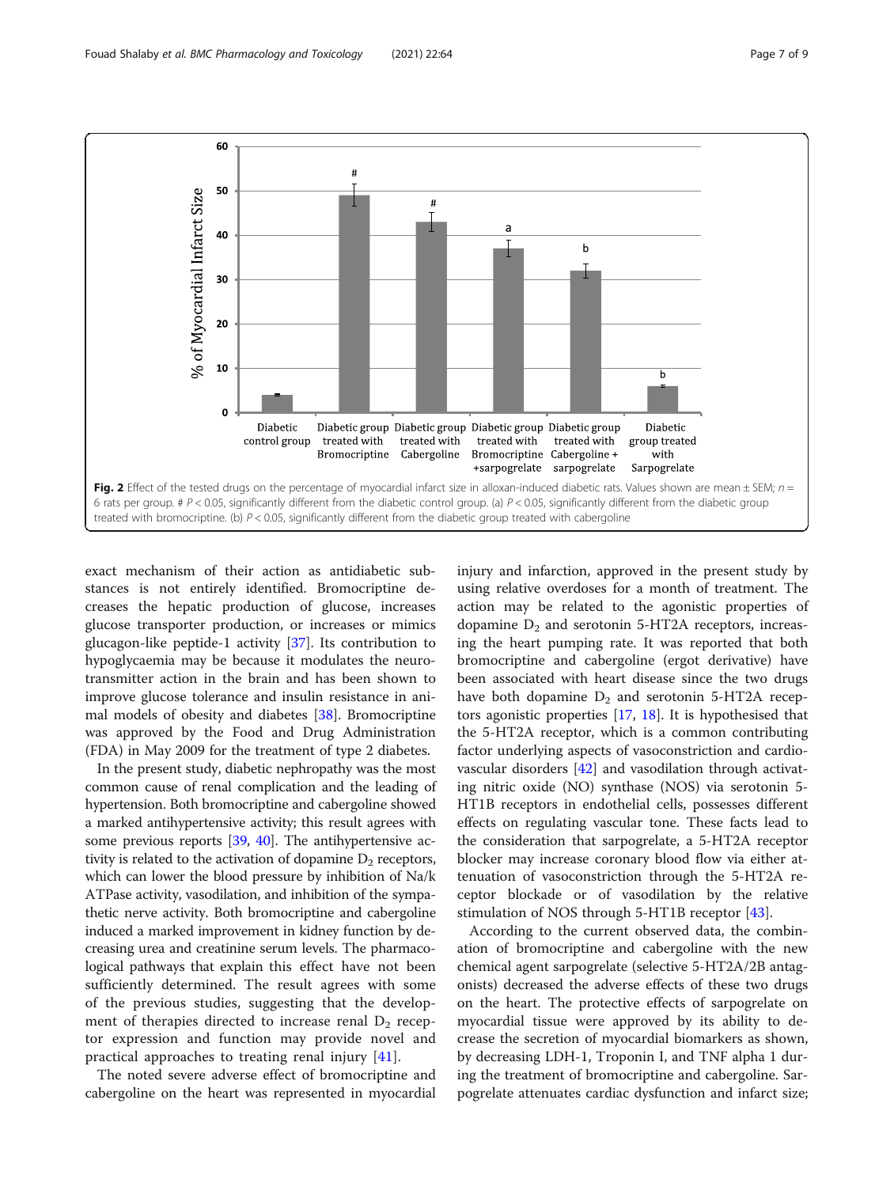**Fig. 2** Effect of the tested drugs on the percentage of myocardial infarct size in alloxan-induced diabetic rats. Values shown are mean ± SEM; $n = 6$ rats per group. # $P < 0.05$, significantly different from the diabetic control group. (a) $P < 0.05$, significantly different from the diabetic group treated with bromocriptine. (b) $P < 0.05$, significantly different from the diabetic group treated with cabergoline

exact mechanism of their action as antidiabetic substances is not entirely identified. Bromocriptine decreases the hepatic production of glucose, increases glucose transporter production, or increases or mimics glucagon-like peptide-1 activity [37]. Its contribution to hypoglycaemia may be because it modulates the neurotransmitter action in the brain and has been shown to improve glucose tolerance and insulin resistance in animal models of obesity and diabetes [38]. Bromocriptine was approved by the Food and Drug Administration (FDA) in May 2009 for the treatment of type 2 diabetes.

In the present study, diabetic nephropathy was the most common cause of renal complication and the leading of hypertension. Both bromocriptine and cabergoline showed a marked antihypertensive activity; this result agrees with some previous reports [39, 40]. The antihypertensive activity is related to the activation of dopamine $D_2$ receptors, which can lower the blood pressure by inhibition of Na/k ATPase activity, vasodilation, and inhibition of the sympathetic nerve activity. Both bromocriptine and cabergoline induced a marked improvement in kidney function by decreasing urea and creatinine serum levels. The pharmacological pathways that explain this effect have not been sufficiently determined. The result agrees with some of the previous studies, suggesting that the development of therapies directed to increase renal $D_2$ receptor expression and function may provide novel and practical approaches to treating renal injury [41].

The noted severe adverse effect of bromocriptine and cabergoline on the heart was represented in myocardial injury and infarction, approved in the present study by using relative overdoses for a month of treatment. The action may be related to the agonistic properties of dopamine $D_2$ and serotonin 5-HT2A receptors, increasing the heart pumping rate. It was reported that both bromocriptine and cabergoline (ergot derivative) have been associated with heart disease since the two drugs have both dopamine $D_2$ and serotonin 5-HT2A receptors agonistic properties [17, 18]. It is hypothesised that the 5-HT2A receptor, which is a common contributing factor underlying aspects of vasoconstriction and cardiovascular disorders [42] and vasodilation through activating nitric oxide (NO) synthase (NOS) via serotonin 5-HT1B receptors in endothelial cells, possesses different effects on regulating vascular tone. These facts lead to the consideration that sarpogrelate, a 5-HT2A receptor blocker may increase coronary blood flow via either attenuation of vasoconstriction through the 5-HT2A receptor blockade or of vasodilation by the relative stimulation of NOS through 5-HT1B receptor [43].

According to the current observed data, the combination of bromocriptine and cabergoline with the new chemical agent sarpogrelate (selective 5-HT2A/2B antagonists) decreased the adverse effects of these two drugs on the heart. The protective effects of sarpogrelate on myocardial tissue were approved by its ability to decrease the secretion of myocardial biomarkers as shown, by decreasing LDH-1, Troponin I, and TNF alpha 1 during the treatment of bromocriptine and cabergoline. Sarpogrelate attenuates cardiac dysfunction and infarct size;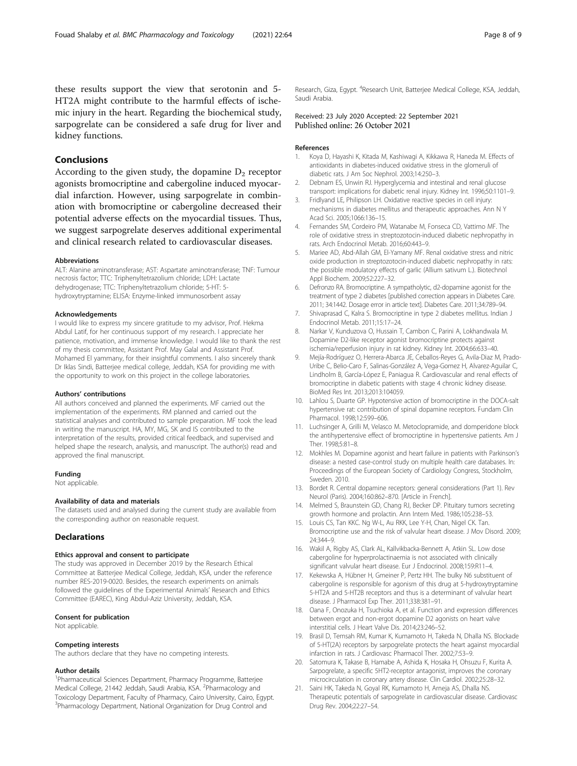these results support the view that serotonin and 5-HT2A might contribute to the harmful effects of ischemic injury in the heart. Regarding the biochemical study, sarpogrelate can be considered a safe drug for liver and kidney functions.

## Conclusions

According to the given study, the dopamine $D_2$ receptor agonists bromocriptine and cabergoline induced myocardial infarction. However, using sarpogrelate in combination with bromocriptine or cabergoline decreased their potential adverse effects on the myocardial tissues. Thus, we suggest sarpogrelate deserves additional experimental and clinical research related to cardiovascular diseases.

#### Abbreviations

ALT: Alanine aminotransferase; AST: Aspartate aminotransferase; TNF: Tumour necrosis factor; TTC: Triphenyltetrazolium chloride; LDH: Lactate dehydrogenase; TTC: Triphenyltetrazolium chloride; 5-HT: 5-hydroxytryptamine; ELISA: Enzyme-linked immunosorbent assay

#### Acknowledgements

I would like to express my sincere gratitude to my advisor, Prof. Hekma Abdul Latif, for her continuous support of my research. I appreciate her patience, motivation, and immense knowledge. I would like to thank the rest of my thesis committee, Assistant Prof. May Galal and Assistant Prof. Mohamed El yammany, for their insightful comments. I also sincerely thank Dr Iklas Sindi, Batterjee medical college, Jeddah, KSA for providing me with the opportunity to work on this project in the college laboratories.

#### Authors' contributions

All authors conceived and planned the experiments. MF carried out the implementation of the experiments. RM planned and carried out the statistical analyses and contributed to sample preparation. MF took the lead in writing the manuscript. HA, MY, MG, SK and IS contributed to the interpretation of the results, provided critical feedback, and supervised and helped shape the research, analysis, and manuscript. The author(s) read and approved the final manuscript.

#### Funding

Not applicable.

#### Availability of data and materials

The datasets used and analysed during the current study are available from the corresponding author on reasonable request.

## Declarations

#### Ethics approval and consent to participate

The study was approved in December 2019 by the Research Ethical Committee at Batterjee Medical College, Jeddah, KSA, under the reference number RES-2019-0020. Besides, the research experiments on animals followed the guidelines of the Experimental Animals' Research and Ethics Committee (EAREC), King Abdul-Aziz University, Jeddah, KSA.

#### Consent for publication

Not applicable.

#### Competing interests

The authors declare that they have no competing interests.

#### Author details

[1]Pharmaceutical Sciences Department, Pharmacy Programme, Batterjee Medical College, 21442 Jeddah, Saudi Arabia, KSA. [2]Pharmacology and Toxicology Department, Faculty of Pharmacy, Cairo University, Cairo, Egypt. [3]Pharmacology Department, National Organization for Drug Control and Research, Giza, Egypt. [4]Research Unit, Batterjee Medical College, KSA, Jeddah, Saudi Arabia.

Received: 23 July 2020 Accepted: 22 September 2021
Published online: 26 October 2021

#### References

1. Koya D, Hayashi K, Kitada M, Kashiwagi A, Kikkawa R, Haneda M. Effects of antioxidants in diabetes-induced oxidative stress in the glomeruli of diabetic rats. J Am Soc Nephrol. 2003;14:250–3.
2. Debnam ES, Unwin RJ. Hyperglycemia and intestinal and renal glucose transport: implications for diabetic renal injury. Kidney Int. 1996;50:1101–9.
3. Fridlyand LE, Philipson LH. Oxidative reactive species in cell injury: mechanisms in diabetes mellitus and therapeutic approaches. Ann N Y Acad Sci. 2005;1066:136–15.
4. Fernandes SM, Cordeiro PM, Watanabe M, Fonseca CD, Vattimo MF. The role of oxidative stress in streptozotocin-induced diabetic nephropathy in rats. Arch Endocrinol Metab. 2016;60:443–9.
5. Mariee AD, Abd-Allah GM, El-Yamany MF. Renal oxidative stress and nitric oxide production in streptozotocin-induced diabetic nephropathy in rats: the possible modulatory effects of garlic (Allium sativum L.). Biotechnol Appl Biochem. 2009;52:227–32.
6. Defronzo RA. Bromocriptine. A sympatholytic, d2-dopamine agonist for the treatment of type 2 diabetes [published correction appears in Diabetes Care. 2011; 34:1442. Dosage error in article text]. Diabetes Care. 2011;34:789–94.
7. Shivaprasad C, Kalra S. Bromocriptine in type 2 diabetes mellitus. Indian J Endocrinol Metab. 2011;15:17–24.
8. Narkar V, Kunduzova O, Hussain T, Cambon C, Parini A, Lokhandwala M. Dopamine D2-like receptor agonist bromocriptine protects against ischemia/reperfusion injury in rat kidney. Kidney Int. 2004;66:633–40.
9. Mejía-Rodríguez O, Herrera-Abarca JE, Ceballos-Reyes G, Avila-Diaz M, Prado-Uribe C, Belio-Caro F, Salinas-González A, Vega-Gomez H, Alvarez-Aguilar C, Lindholm B, García-López E, Paniagua R. Cardiovascular and renal effects of bromocriptine in diabetic patients with stage 4 chronic kidney disease. BioMed Res Int. 2013;2013:104059.
10. Lahlou S, Duarte GP. Hypotensive action of bromocriptine in the DOCA-salt hypertensive rat: contribution of spinal dopamine receptors. Fundam Clin Pharmacol. 1998;12:599–606.
11. Luchsinger A, Grilli M, Velasco M. Metoclopramide, and domperidone block the antihypertensive effect of bromocriptine in hypertensive patients. Am J Ther. 1998;5:81–8.
12. Mokhles M. Dopamine agonist and heart failure in patients with Parkinson's disease: a nested case-control study on multiple health care databases. In: Proceedings of the European Society of Cardiology Congress, Stockholm, Sweden. 2010.
13. Bordet R. Central dopamine receptors: general considerations (Part 1). Rev Neurol (Paris). 2004;160:862–870. [Article in French].
14. Melmed S, Braunstein GD, Chang RJ, Becker DP. Pituitary tumors secreting growth hormone and prolactin. Ann Intern Med. 1986;105:238–53.
15. Louis CS, Tan KKC. Ng W-L, Au RKK, Lee Y-H, Chan, Nigel CK. Tan. Bromocriptine use and the risk of valvular heart disease. J Mov Disord. 2009; 24:344–9.
16. Wakil A, Rigby AS, Clark AL, Kallvikbacka-Bennett A, Atkin SL. Low dose cabergoline for hyperprolactinaemia is not associated with clinically significant valvular heart disease. Eur J Endocrinol. 2008;159:R11–4.
17. Kekewska A, Hübner H, Gmeiner P, Pertz HH. The bulky N6 substituent of cabergoline is responsible for agonism of this drug at 5-hydroxytryptamine 5-HT2A and 5-HT2B receptors and thus is a determinant of valvular heart disease. J Pharmacol Exp Ther. 2011;338:381–91.
18. Oana F, Onozuka H, Tsuchioka A, et al. Function and expression differences between ergot and non-ergot dopamine D2 agonists on heart valve interstitial cells. J Heart Valve Dis. 2014;23:246–52.
19. Brasil D, Temsah RM, Kumar K, Kumamoto H, Takeda N, Dhalla NS. Blockade of 5-HT(2A) receptors by sarpogrelate protects the heart against myocardial infarction in rats. J Cardiovasc Pharmacol Ther. 2002;7:53–9.
20. Satomura K, Takase B, Hamabe A, Ashida K, Hosaka H, Ohsuzu F, Kurita A. Sarpogrelate, a specific 5HT2-receptor antagonist, improves the coronary microcirculation in coronary artery disease. Clin Cardiol. 2002;25:28–32.
21. Saini HK, Takeda N, Goyal RK, Kumamoto H, Arneja AS, Dhalla NS. Therapeutic potentials of sarpogrelate in cardiovascular disease. Cardiovasc Drug Rev. 2004;22:27–54.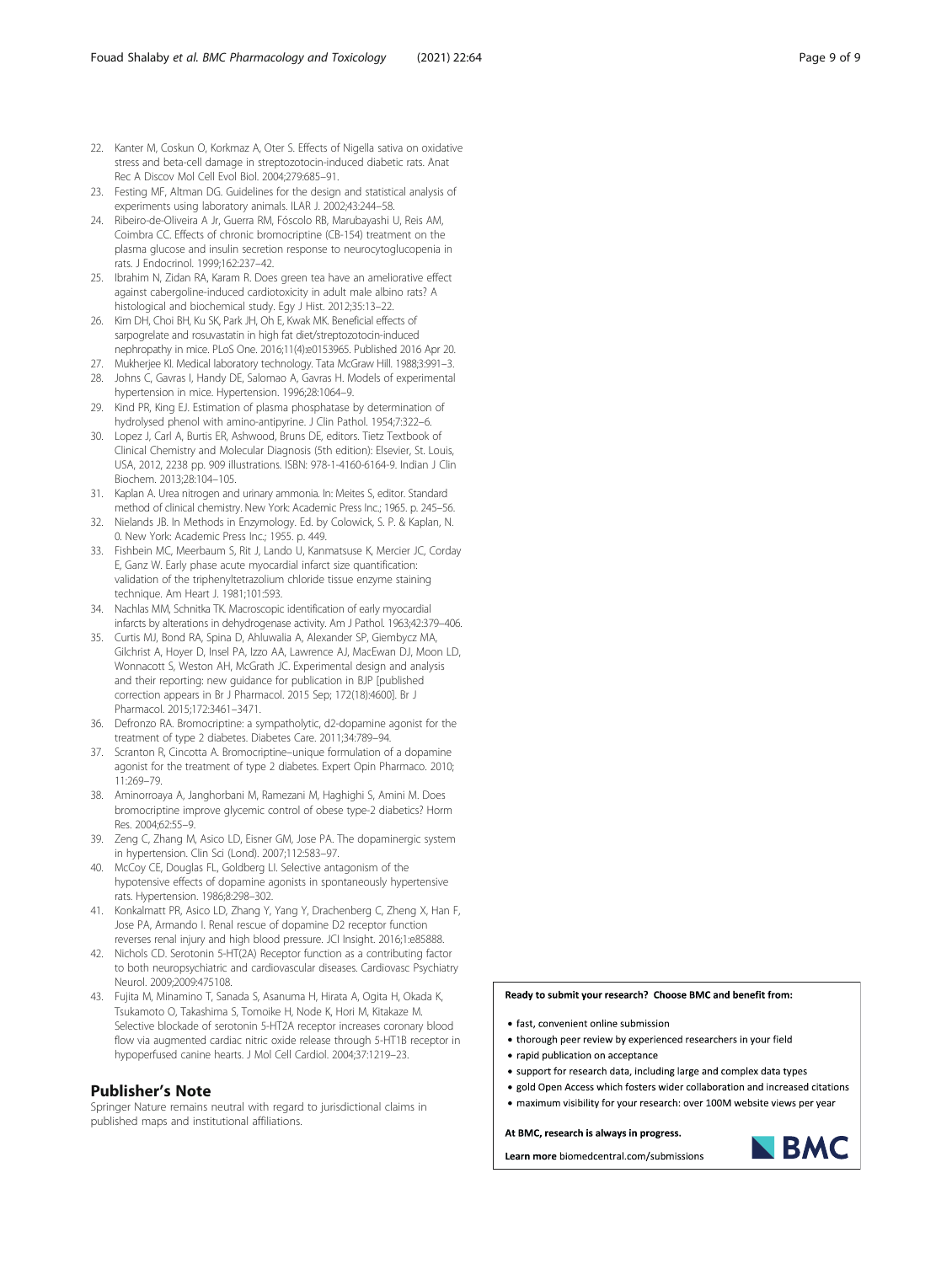22. Kanter M, Coskun O, Korkmaz A, Oter S. Effects of Nigella sativa on oxidative stress and beta-cell damage in streptozotocin-induced diabetic rats. Anat Rec A Discov Mol Cell Evol Biol. 2004;279:685–91.
23. Festing MF, Altman DG. Guidelines for the design and statistical analysis of experiments using laboratory animals. ILAR J. 2002;43:244–58.
24. Ribeiro-de-Oliveira A Jr, Guerra RM, Fóscolo RB, Marubayashi U, Reis AM, Coimbra CC. Effects of chronic bromocriptine (CB-154) treatment on the plasma glucose and insulin secretion response to neurocytoglucopenia in rats. J Endocrinol. 1999;162:237–42.
25. Ibrahim N, Zidan RA, Karam R. Does green tea have an ameliorative effect against cabergoline-induced cardiotoxicity in adult male albino rats? A histological and biochemical study. Egy J Hist. 2012;35:13–22.
26. Kim DH, Choi BH, Ku SK, Park JH, Oh E, Kwak MK. Beneficial effects of sarpogrelate and rosuvastatin in high fat diet/streptozotocin-induced nephropathy in mice. PLoS One. 2016;11(4):e0153965. Published 2016 Apr 20.
27. Mukherjee Kl. Medical laboratory technology. Tata McGraw Hill. 1988;3:991–3.
28. Johns C, Gavras I, Handy DE, Salomao A, Gavras H. Models of experimental hypertension in mice. Hypertension. 1996;28:1064–9.
29. Kind PR, King EJ. Estimation of plasma phosphatase by determination of hydrolysed phenol with amino-antipyrine. J Clin Pathol. 1954;7:322–6.
30. Lopez J, Carl A, Burtis ER, Ashwood, Bruns DE, editors. Tietz Textbook of Clinical Chemistry and Molecular Diagnosis (5th edition): Elsevier, St. Louis, USA, 2012, 2238 pp. 909 illustrations. ISBN: 978-1-4160-6164-9. Indian J Clin Biochem. 2013;28:104–105.
31. Kaplan A. Urea nitrogen and urinary ammonia. In: Meites S, editor. Standard method of clinical chemistry. New York: Academic Press Inc.; 1965. p. 245–56.
32. Nielands JB. In Methods in Enzymology. Ed. by Colowick, S. P. & Kaplan, N. 0. New York: Academic Press Inc.; 1955. p. 449.
33. Fishbein MC, Meerbaum S, Rit J, Lando U, Kanmatsuse K, Mercier JC, Corday E, Ganz W. Early phase acute myocardial infarct size quantification: validation of the triphenyltetrazolium chloride tissue enzyme staining technique. Am Heart J. 1981;101:593.
34. Nachlas MM, Schnitka TK. Macroscopic identification of early myocardial infarcts by alterations in dehydrogenase activity. Am J Pathol. 1963;42:379–406.
35. Curtis MJ, Bond RA, Spina D, Ahluwalia A, Alexander SP, Giembycz MA, Gilchrist A, Hoyer D, Insel PA, Izzo AA, Lawrence AJ, MacEwan DJ, Moon LD, Wonnacott S, Weston AH, McGrath JC. Experimental design and analysis and their reporting: new guidance for publication in BJP [published correction appears in Br J Pharmacol. 2015 Sep; 172(18):4600]. Br J Pharmacol. 2015;172:3461–3471.
36. Defronzo RA. Bromocriptine: a sympatholytic, d2-dopamine agonist for the treatment of type 2 diabetes. Diabetes Care. 2011;34:789–94.
37. Scranton R, Cincotta A. Bromocriptine–unique formulation of a dopamine agonist for the treatment of type 2 diabetes. Expert Opin Pharmaco. 2010; 11:269–79.
38. Aminorroaya A, Janghorbani M, Ramezani M, Haghighi S, Amini M. Does bromocriptine improve glycemic control of obese type-2 diabetics? Horm Res. 2004;62:55–9.
39. Zeng C, Zhang M, Asico LD, Eisner GM, Jose PA. The dopaminergic system in hypertension. Clin Sci (Lond). 2007;112:583–97.
40. McCoy CE, Douglas FL, Goldberg LI. Selective antagonism of the hypotensive effects of dopamine agonists in spontaneously hypertensive rats. Hypertension. 1986;8:298–302.
41. Konkalmatt PR, Asico LD, Zhang Y, Yang Y, Drachenberg C, Zheng X, Han F, Jose PA, Armando I. Renal rescue of dopamine D2 receptor function reverses renal injury and high blood pressure. JCI Insight. 2016;1:e85888.
42. Nichols CD. Serotonin 5-HT(2A) Receptor function as a contributing factor to both neuropsychiatric and cardiovascular diseases. Cardiovasc Psychiatry Neurol. 2009;2009:475108.
43. Fujita M, Minamino T, Sanada S, Asanuma H, Hirata A, Ogita H, Okada K, Tsukamoto O, Takashima S, Tomoike H, Node K, Hori M, Kitakaze M. Selective blockade of serotonin 5-HT2A receptor increases coronary blood flow via augmented cardiac nitric oxide release through 5-HT1B receptor in hypoperfused canine hearts. J Mol Cell Cardiol. 2004;37:1219–23.

## Publisher's Note

Springer Nature remains neutral with regard to jurisdictional claims in published maps and institutional affiliations.

**Ready to submit your research? Choose BMC and benefit from:**

- fast, convenient online submission
- thorough peer review by experienced researchers in your field
- rapid publication on acceptance
- support for research data, including large and complex data types
- gold Open Access which fosters wider collaboration and increased citations
- maximum visibility for your research: over 100M website views per year

**At BMC, research is always in progress.**

**Learn more** biomedcentral.com/submissions